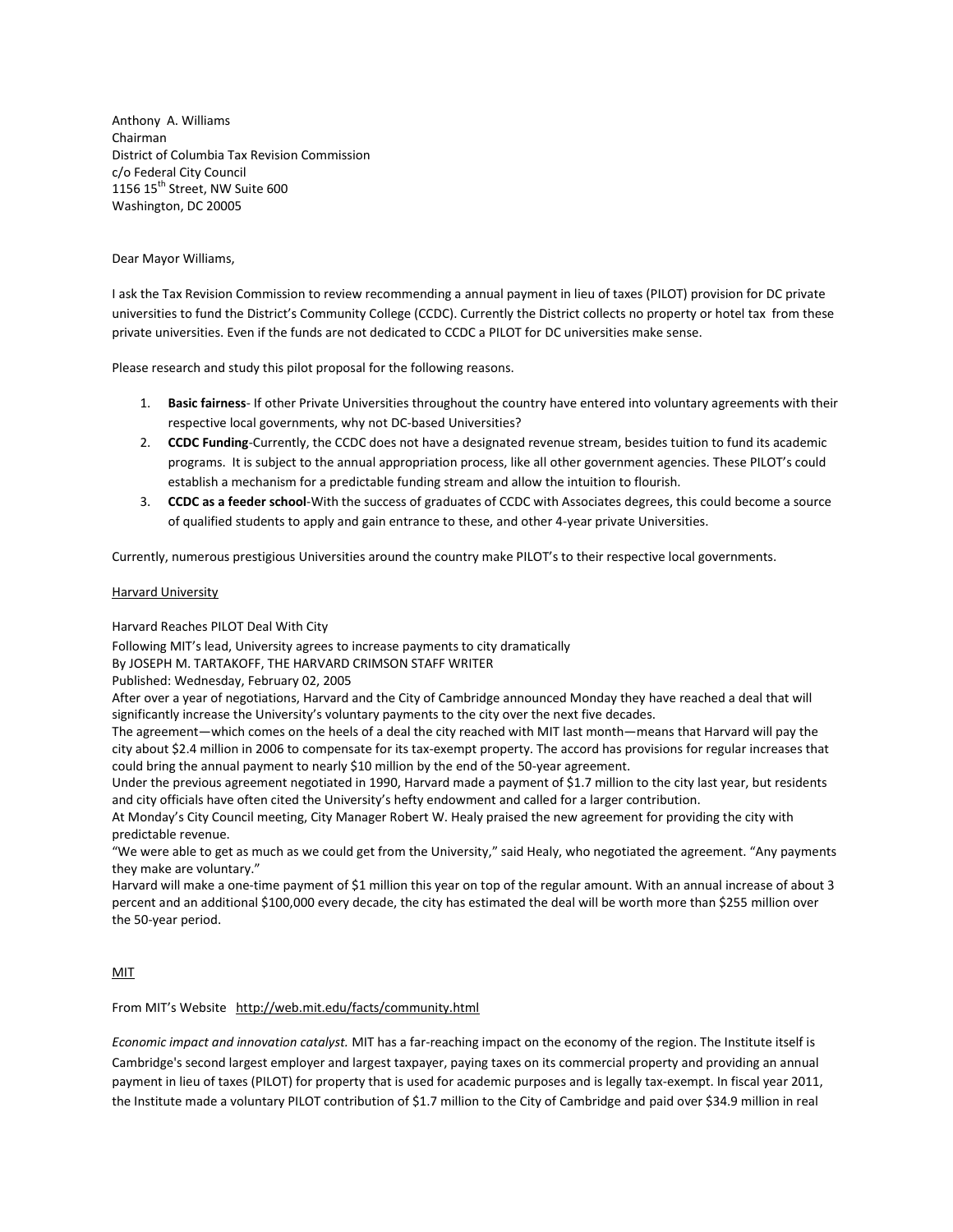Anthony A. Williams
Chairman
District of Columbia Tax Revision Commission
c/o Federal City Council
1156 15th Street, NW Suite 600
Washington, DC 20005

Dear Mayor Williams,

I ask the Tax Revision Commission to review recommending a annual payment in lieu of taxes (PILOT) provision for DC private universities to fund the District's Community College (CCDC). Currently the District collects no property or hotel tax from these private universities. Even if the funds are not dedicated to CCDC a PILOT for DC universities make sense.

Please research and study this pilot proposal for the following reasons.

1. **Basic fairness**- If other Private Universities throughout the country have entered into voluntary agreements with their respective local governments, why not DC-based Universities?
2. **CCDC Funding**-Currently, the CCDC does not have a designated revenue stream, besides tuition to fund its academic programs. It is subject to the annual appropriation process, like all other government agencies. These PILOT's could establish a mechanism for a predictable funding stream and allow the intuition to flourish.
3. **CCDC as a feeder school**-With the success of graduates of CCDC with Associates degrees, this could become a source of qualified students to apply and gain entrance to these, and other 4-year private Universities.

Currently, numerous prestigious Universities around the country make PILOT's to their respective local governments.

<u>Harvard University</u>

Harvard Reaches PILOT Deal With City
Following MIT's lead, University agrees to increase payments to city dramatically
By JOSEPH M. TARTAKOFF, THE HARVARD CRIMSON STAFF WRITER
Published: Wednesday, February 02, 2005
After over a year of negotiations, Harvard and the City of Cambridge announced Monday they have reached a deal that will significantly increase the University's voluntary payments to the city over the next five decades.
The agreement—which comes on the heels of a deal the city reached with MIT last month—means that Harvard will pay the city about $2.4 million in 2006 to compensate for its tax-exempt property. The accord has provisions for regular increases that could bring the annual payment to nearly $10 million by the end of the 50-year agreement.
Under the previous agreement negotiated in 1990, Harvard made a payment of $1.7 million to the city last year, but residents and city officials have often cited the University's hefty endowment and called for a larger contribution.
At Monday's City Council meeting, City Manager Robert W. Healy praised the new agreement for providing the city with predictable revenue.
"We were able to get as much as we could get from the University," said Healy, who negotiated the agreement. "Any payments they make are voluntary."
Harvard will make a one-time payment of $1 million this year on top of the regular amount. With an annual increase of about 3 percent and an additional $100,000 every decade, the city has estimated the deal will be worth more than $255 million over the 50-year period.

<u>MIT</u>

From MIT's Website http://web.mit.edu/facts/community.html

*Economic impact and innovation catalyst.* MIT has a far-reaching impact on the economy of the region. The Institute itself is Cambridge's second largest employer and largest taxpayer, paying taxes on its commercial property and providing an annual payment in lieu of taxes (PILOT) for property that is used for academic purposes and is legally tax-exempt. In fiscal year 2011, the Institute made a voluntary PILOT contribution of $1.7 million to the City of Cambridge and paid over $34.9 million in real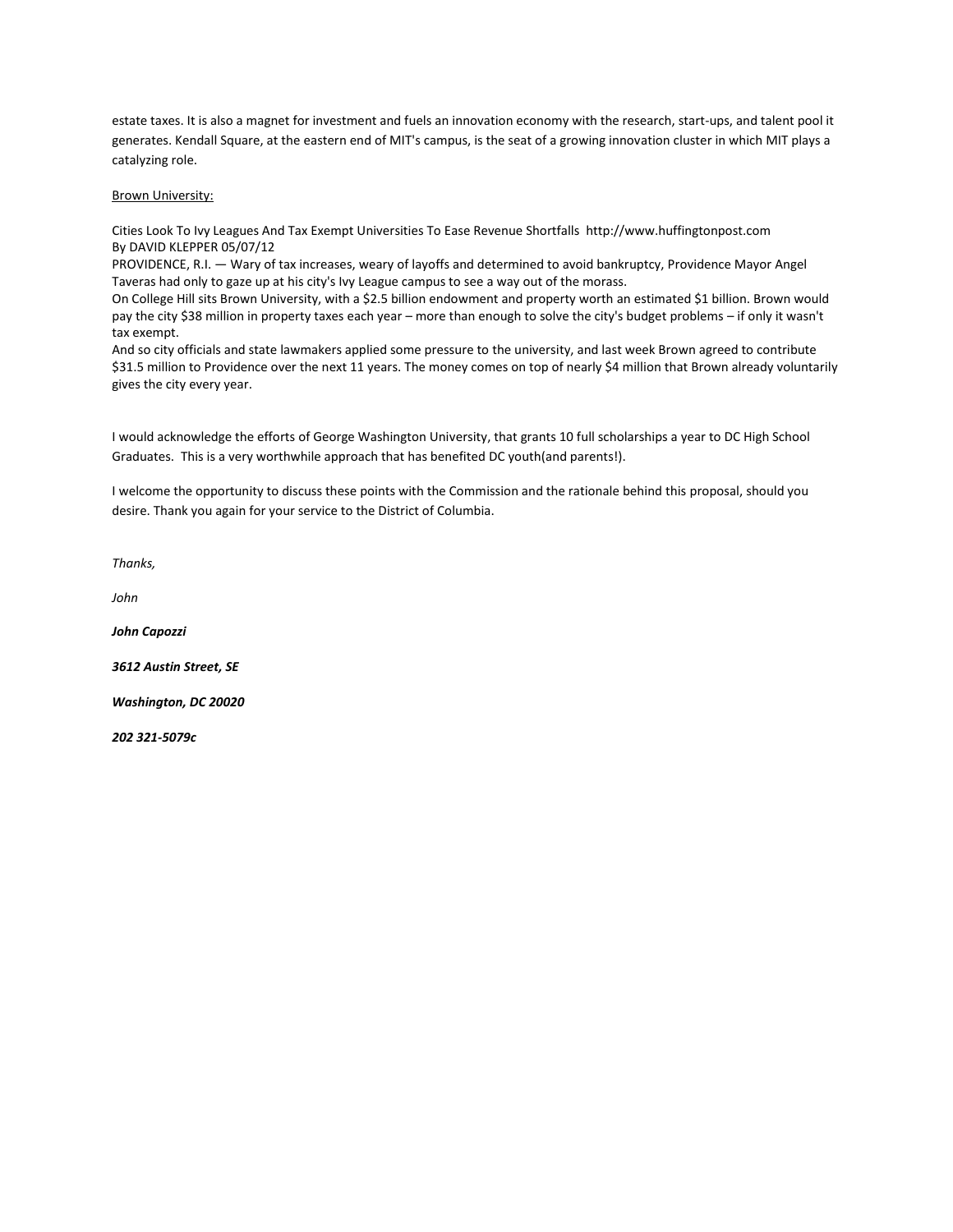estate taxes. It is also a magnet for investment and fuels an innovation economy with the research, start-ups, and talent pool it generates. Kendall Square, at the eastern end of MIT's campus, is the seat of a growing innovation cluster in which MIT plays a catalyzing role.

<u>Brown University:</u>

Cities Look To Ivy Leagues And Tax Exempt Universities To Ease Revenue Shortfalls http://www.huffingtonpost.com
By DAVID KLEPPER 05/07/12
PROVIDENCE, R.I. — Wary of tax increases, weary of layoffs and determined to avoid bankruptcy, Providence Mayor Angel Taveras had only to gaze up at his city's Ivy League campus to see a way out of the morass.
On College Hill sits Brown University, with a $2.5 billion endowment and property worth an estimated $1 billion. Brown would pay the city $38 million in property taxes each year – more than enough to solve the city's budget problems – if only it wasn't tax exempt.
And so city officials and state lawmakers applied some pressure to the university, and last week Brown agreed to contribute $31.5 million to Providence over the next 11 years. The money comes on top of nearly $4 million that Brown already voluntarily gives the city every year.

I would acknowledge the efforts of George Washington University, that grants 10 full scholarships a year to DC High School Graduates. This is a very worthwhile approach that has benefited DC youth(and parents!).

I welcome the opportunity to discuss these points with the Commission and the rationale behind this proposal, should you desire. Thank you again for your service to the District of Columbia.

*Thanks,*

*John*

***John Capozzi***

***3612 Austin Street, SE***

***Washington, DC 20020***

***202 321-5079c***